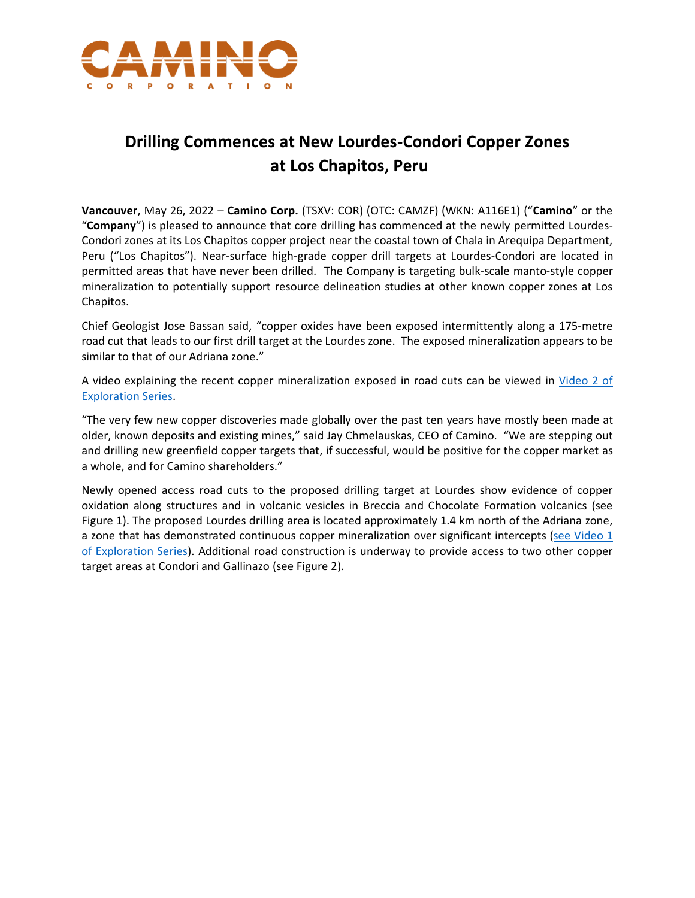CAMINO
CORPORATION

# Drilling Commences at New Lourdes-Condori Copper Zones at Los Chapitos, Peru

**Vancouver**, May 26, 2022 – **Camino Corp.** (TSXV: COR) (OTC: CAMZF) (WKN: A116E1) ("**Camino**" or the "**Company**") is pleased to announce that core drilling has commenced at the newly permitted Lourdes-Condori zones at its Los Chapitos copper project near the coastal town of Chala in Arequipa Department, Peru ("Los Chapitos"). Near-surface high-grade copper drill targets at Lourdes-Condori are located in permitted areas that have never been drilled. The Company is targeting bulk-scale manto-style copper mineralization to potentially support resource delineation studies at other known copper zones at Los Chapitos.

Chief Geologist Jose Bassan said, "copper oxides have been exposed intermittently along a 175-metre road cut that leads to our first drill target at the Lourdes zone. The exposed mineralization appears to be similar to that of our Adriana zone."

A video explaining the recent copper mineralization exposed in road cuts can be viewed in [Video 2 of Exploration Series](#).

"The very few new copper discoveries made globally over the past ten years have mostly been made at older, known deposits and existing mines," said Jay Chmelauskas, CEO of Camino. "We are stepping out and drilling new greenfield copper targets that, if successful, would be positive for the copper market as a whole, and for Camino shareholders."

Newly opened access road cuts to the proposed drilling target at Lourdes show evidence of copper oxidation along structures and in volcanic vesicles in Breccia and Chocolate Formation volcanics (see Figure 1). The proposed Lourdes drilling area is located approximately 1.4 km north of the Adriana zone, a zone that has demonstrated continuous copper mineralization over significant intercepts ([see Video 1 of Exploration Series](#)). Additional road construction is underway to provide access to two other copper target areas at Condori and Gallinazo (see Figure 2).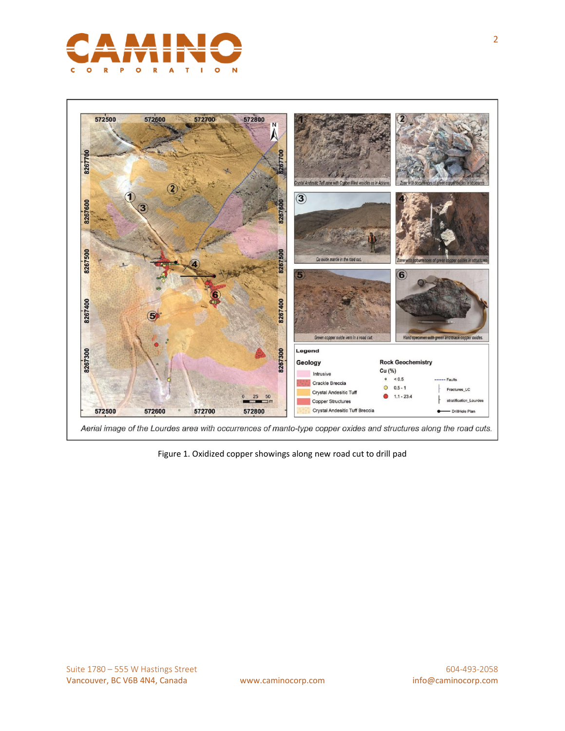Aerial image of the Lourdes area with occurrences of manto-type copper oxides and structures along the road cuts.

Figure 1. Oxidized copper showings along new road cut to drill pad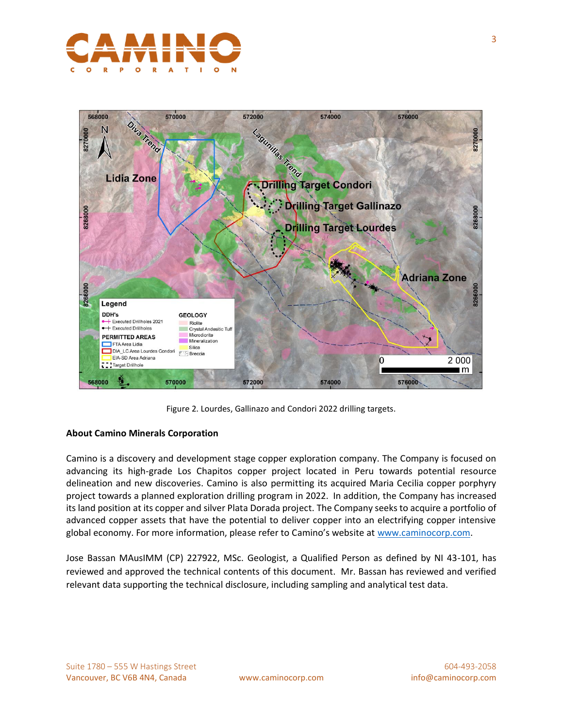Figure 2. Lourdes, Gallinazo and Condori 2022 drilling targets.

**About Camino Minerals Corporation**

Camino is a discovery and development stage copper exploration company. The Company is focused on advancing its high-grade Los Chapitos copper project located in Peru towards potential resource delineation and new discoveries. Camino is also permitting its acquired Maria Cecilia copper porphyry project towards a planned exploration drilling program in 2022. In addition, the Company has increased its land position at its copper and silver Plata Dorada project. The Company seeks to acquire a portfolio of advanced copper assets that have the potential to deliver copper into an electrifying copper intensive global economy. For more information, please refer to Camino's website at [www.caminocorp.com](http://www.caminocorp.com).

Jose Bassan MAusIMM (CP) 227922, MSc. Geologist, a Qualified Person as defined by NI 43-101, has reviewed and approved the technical contents of this document. Mr. Bassan has reviewed and verified relevant data supporting the technical disclosure, including sampling and analytical test data.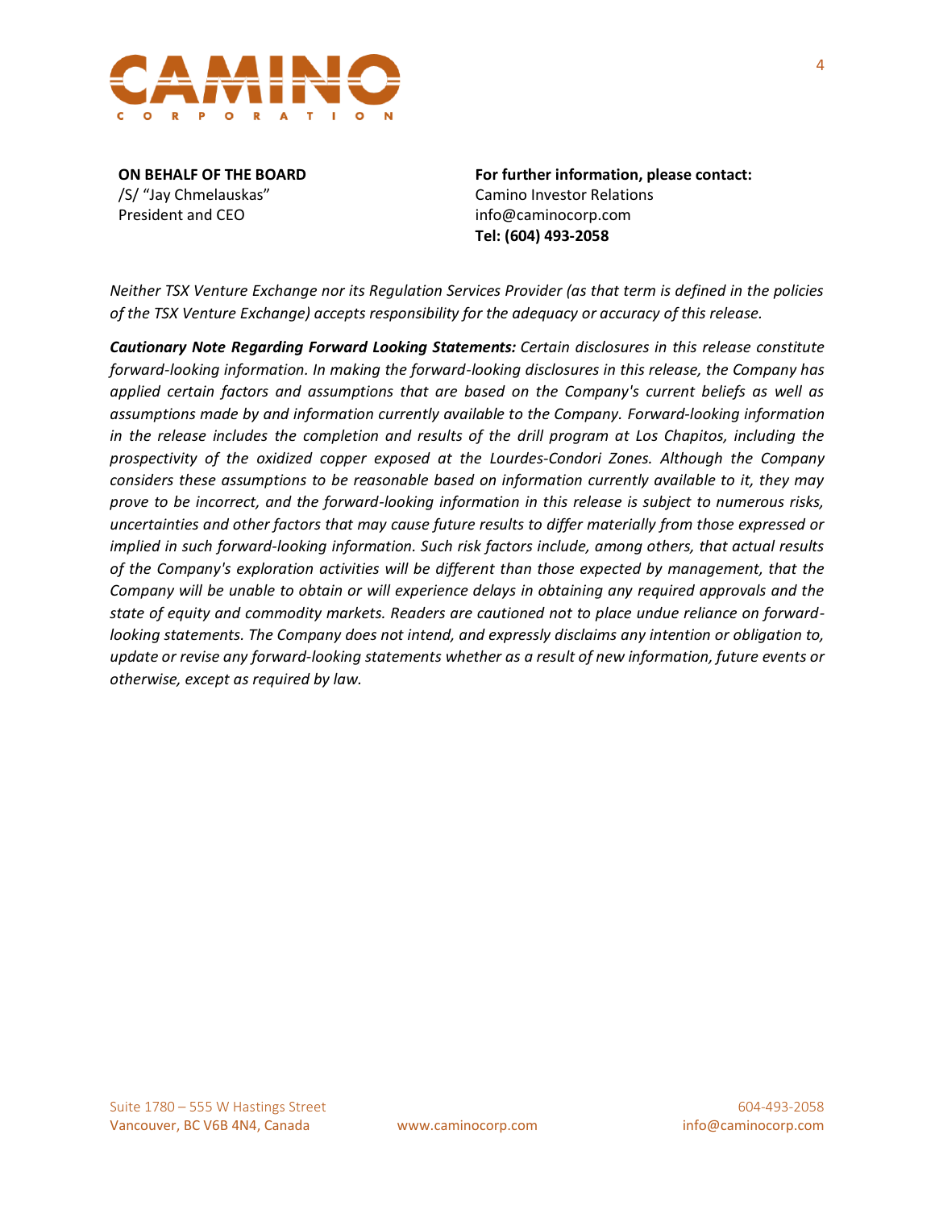**ON BEHALF OF THE BOARD**
/S/ "Jay Chmelauskas"
President and CEO

**For further information, please contact:**
Camino Investor Relations
info@caminocorp.com
**Tel: (604) 493-2058**

*Neither TSX Venture Exchange nor its Regulation Services Provider (as that term is defined in the policies of the TSX Venture Exchange) accepts responsibility for the adequacy or accuracy of this release.*

***Cautionary Note Regarding Forward Looking Statements:*** *Certain disclosures in this release constitute forward-looking information. In making the forward-looking disclosures in this release, the Company has applied certain factors and assumptions that are based on the Company's current beliefs as well as assumptions made by and information currently available to the Company. Forward-looking information in the release includes the completion and results of the drill program at Los Chapitos, including the prospectivity of the oxidized copper exposed at the Lourdes-Condori Zones. Although the Company considers these assumptions to be reasonable based on information currently available to it, they may prove to be incorrect, and the forward-looking information in this release is subject to numerous risks, uncertainties and other factors that may cause future results to differ materially from those expressed or implied in such forward-looking information. Such risk factors include, among others, that actual results of the Company's exploration activities will be different than those expected by management, that the Company will be unable to obtain or will experience delays in obtaining any required approvals and the state of equity and commodity markets. Readers are cautioned not to place undue reliance on forward-looking statements. The Company does not intend, and expressly disclaims any intention or obligation to, update or revise any forward-looking statements whether as a result of new information, future events or otherwise, except as required by law.*